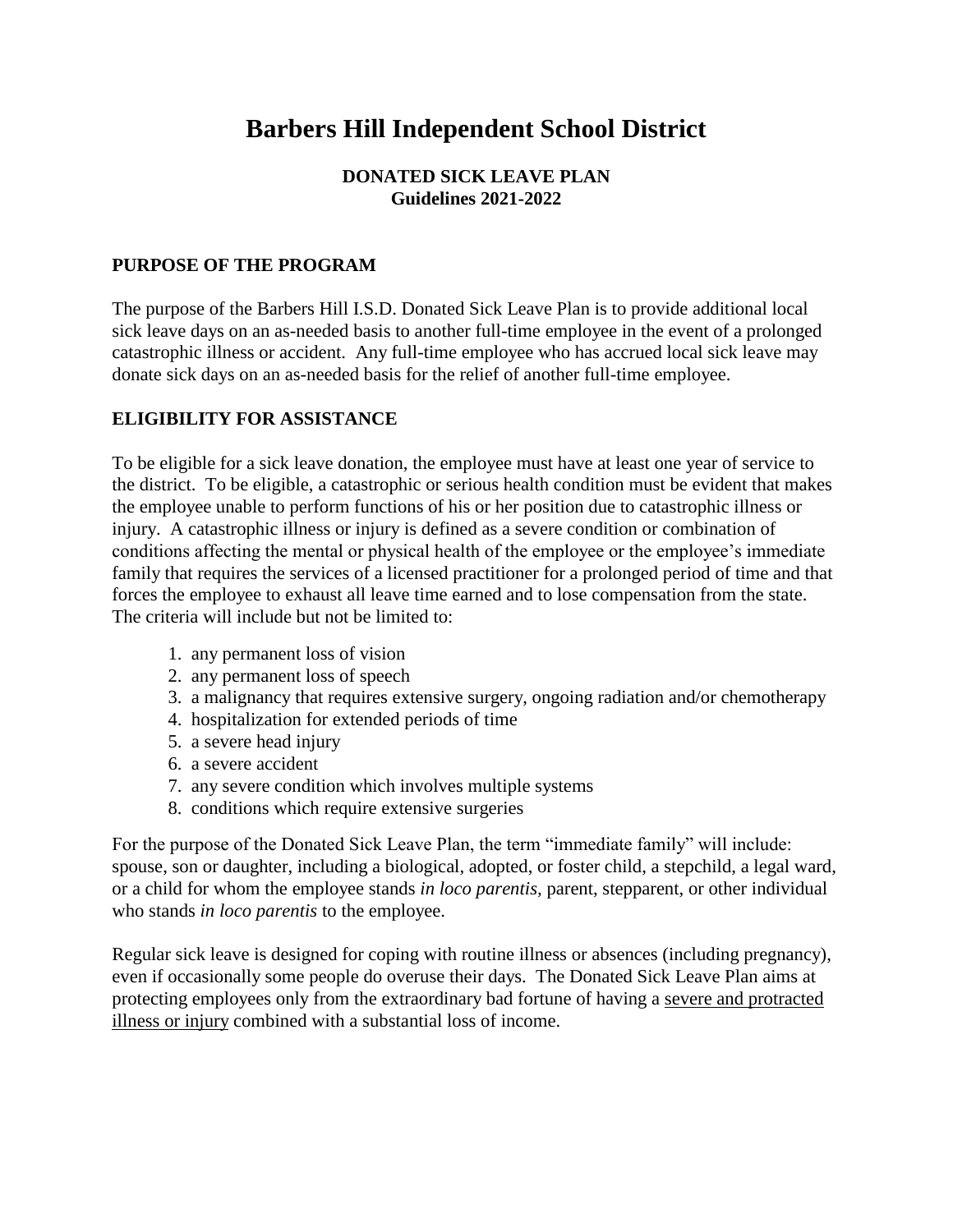# Barbers Hill Independent School District

**DONATED SICK LEAVE PLAN**
**Guidelines 2021-2022**

## PURPOSE OF THE PROGRAM

The purpose of the Barbers Hill I.S.D. Donated Sick Leave Plan is to provide additional local sick leave days on an as-needed basis to another full-time employee in the event of a prolonged catastrophic illness or accident. Any full-time employee who has accrued local sick leave may donate sick days on an as-needed basis for the relief of another full-time employee.

## ELIGIBILITY FOR ASSISTANCE

To be eligible for a sick leave donation, the employee must have at least one year of service to the district. To be eligible, a catastrophic or serious health condition must be evident that makes the employee unable to perform functions of his or her position due to catastrophic illness or injury. A catastrophic illness or injury is defined as a severe condition or combination of conditions affecting the mental or physical health of the employee or the employee's immediate family that requires the services of a licensed practitioner for a prolonged period of time and that forces the employee to exhaust all leave time earned and to lose compensation from the state. The criteria will include but not be limited to:

1. any permanent loss of vision
2. any permanent loss of speech
3. a malignancy that requires extensive surgery, ongoing radiation and/or chemotherapy
4. hospitalization for extended periods of time
5. a severe head injury
6. a severe accident
7. any severe condition which involves multiple systems
8. conditions which require extensive surgeries

For the purpose of the Donated Sick Leave Plan, the term "immediate family" will include: spouse, son or daughter, including a biological, adopted, or foster child, a stepchild, a legal ward, or a child for whom the employee stands *in loco parentis,* parent, stepparent, or other individual who stands *in loco parentis* to the employee.

Regular sick leave is designed for coping with routine illness or absences (including pregnancy), even if occasionally some people do overuse their days. The Donated Sick Leave Plan aims at protecting employees only from the extraordinary bad fortune of having a <u>severe and protracted illness or injury</u> combined with a substantial loss of income.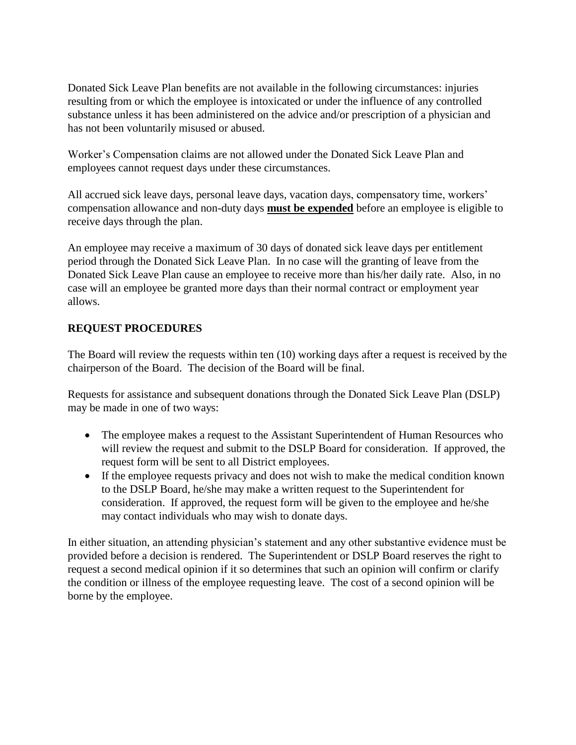Donated Sick Leave Plan benefits are not available in the following circumstances: injuries resulting from or which the employee is intoxicated or under the influence of any controlled substance unless it has been administered on the advice and/or prescription of a physician and has not been voluntarily misused or abused.

Worker's Compensation claims are not allowed under the Donated Sick Leave Plan and employees cannot request days under these circumstances.

All accrued sick leave days, personal leave days, vacation days, compensatory time, workers' compensation allowance and non-duty days <u>**must be expended**</u> before an employee is eligible to receive days through the plan.

An employee may receive a maximum of 30 days of donated sick leave days per entitlement period through the Donated Sick Leave Plan. In no case will the granting of leave from the Donated Sick Leave Plan cause an employee to receive more than his/her daily rate. Also, in no case will an employee be granted more days than their normal contract or employment year allows.

**REQUEST PROCEDURES**

The Board will review the requests within ten (10) working days after a request is received by the chairperson of the Board. The decision of the Board will be final.

Requests for assistance and subsequent donations through the Donated Sick Leave Plan (DSLP) may be made in one of two ways:

- The employee makes a request to the Assistant Superintendent of Human Resources who will review the request and submit to the DSLP Board for consideration. If approved, the request form will be sent to all District employees.
- If the employee requests privacy and does not wish to make the medical condition known to the DSLP Board, he/she may make a written request to the Superintendent for consideration. If approved, the request form will be given to the employee and he/she may contact individuals who may wish to donate days.

In either situation, an attending physician's statement and any other substantive evidence must be provided before a decision is rendered. The Superintendent or DSLP Board reserves the right to request a second medical opinion if it so determines that such an opinion will confirm or clarify the condition or illness of the employee requesting leave. The cost of a second opinion will be borne by the employee.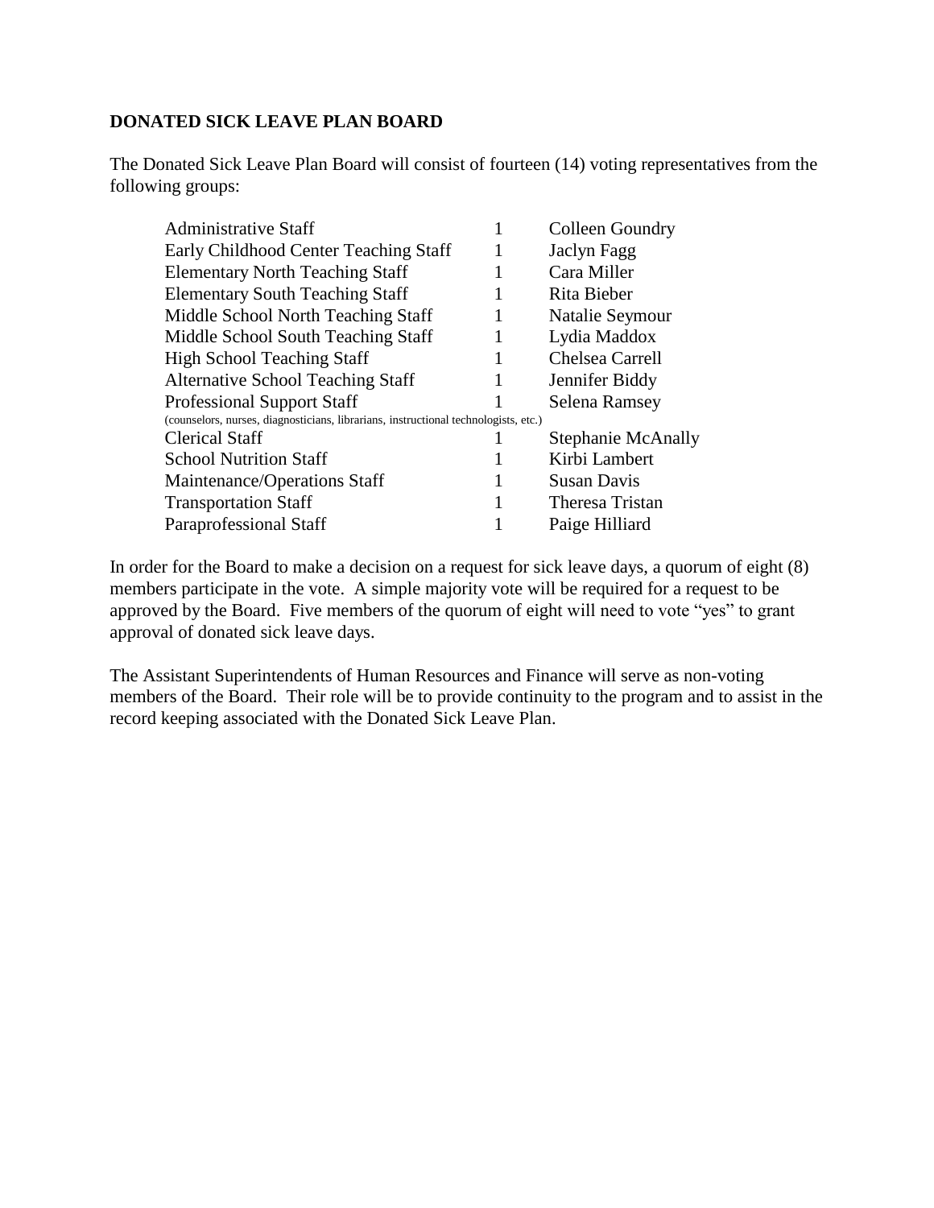**DONATED SICK LEAVE PLAN BOARD**

The Donated Sick Leave Plan Board will consist of fourteen (14) voting representatives from the following groups:

| | | |
|---|---|---|
| Administrative Staff | 1 | Colleen Goundry |
| Early Childhood Center Teaching Staff | 1 | Jaclyn Fagg |
| Elementary North Teaching Staff | 1 | Cara Miller |
| Elementary South Teaching Staff | 1 | Rita Bieber |
| Middle School North Teaching Staff | 1 | Natalie Seymour |
| Middle School South Teaching Staff | 1 | Lydia Maddox |
| High School Teaching Staff | 1 | Chelsea Carrell |
| Alternative School Teaching Staff | 1 | Jennifer Biddy |
| Professional Support Staff (counselors, nurses, diagnosticians, librarians, instructional technologists, etc.) | 1 | Selena Ramsey |
| Clerical Staff | 1 | Stephanie McAnally |
| School Nutrition Staff | 1 | Kirbi Lambert |
| Maintenance/Operations Staff | 1 | Susan Davis |
| Transportation Staff | 1 | Theresa Tristan |
| Paraprofessional Staff | 1 | Paige Hilliard |

In order for the Board to make a decision on a request for sick leave days, a quorum of eight (8) members participate in the vote. A simple majority vote will be required for a request to be approved by the Board. Five members of the quorum of eight will need to vote "yes" to grant approval of donated sick leave days.

The Assistant Superintendents of Human Resources and Finance will serve as non-voting members of the Board. Their role will be to provide continuity to the program and to assist in the record keeping associated with the Donated Sick Leave Plan.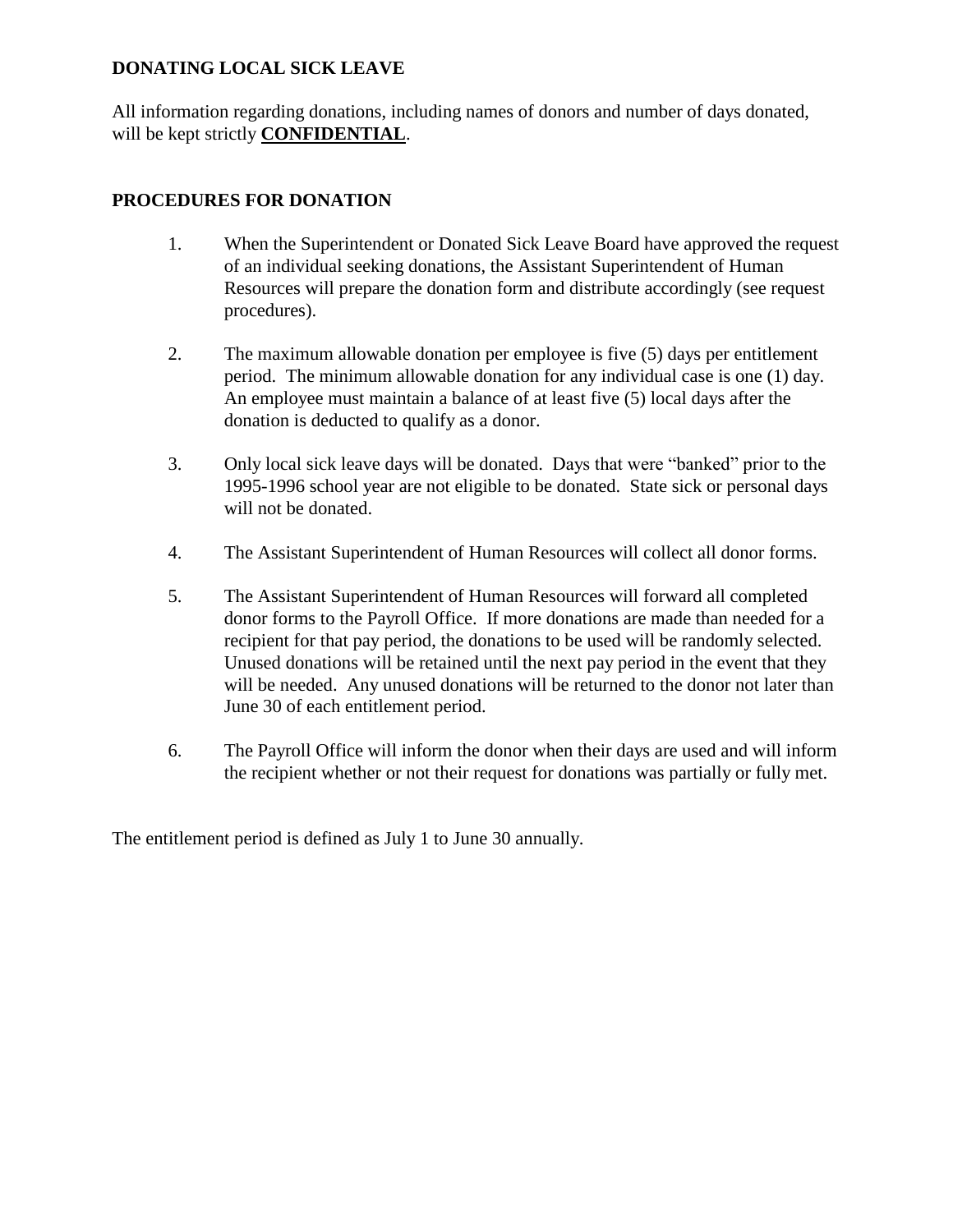## DONATING LOCAL SICK LEAVE

All information regarding donations, including names of donors and number of days donated, will be kept strictly **<u>CONFIDENTIAL</u>**.

## PROCEDURES FOR DONATION

1. When the Superintendent or Donated Sick Leave Board have approved the request of an individual seeking donations, the Assistant Superintendent of Human Resources will prepare the donation form and distribute accordingly (see request procedures).

2. The maximum allowable donation per employee is five (5) days per entitlement period. The minimum allowable donation for any individual case is one (1) day. An employee must maintain a balance of at least five (5) local days after the donation is deducted to qualify as a donor.

3. Only local sick leave days will be donated. Days that were "banked" prior to the 1995-1996 school year are not eligible to be donated. State sick or personal days will not be donated.

4. The Assistant Superintendent of Human Resources will collect all donor forms.

5. The Assistant Superintendent of Human Resources will forward all completed donor forms to the Payroll Office. If more donations are made than needed for a recipient for that pay period, the donations to be used will be randomly selected. Unused donations will be retained until the next pay period in the event that they will be needed. Any unused donations will be returned to the donor not later than June 30 of each entitlement period.

6. The Payroll Office will inform the donor when their days are used and will inform the recipient whether or not their request for donations was partially or fully met.

The entitlement period is defined as July 1 to June 30 annually.